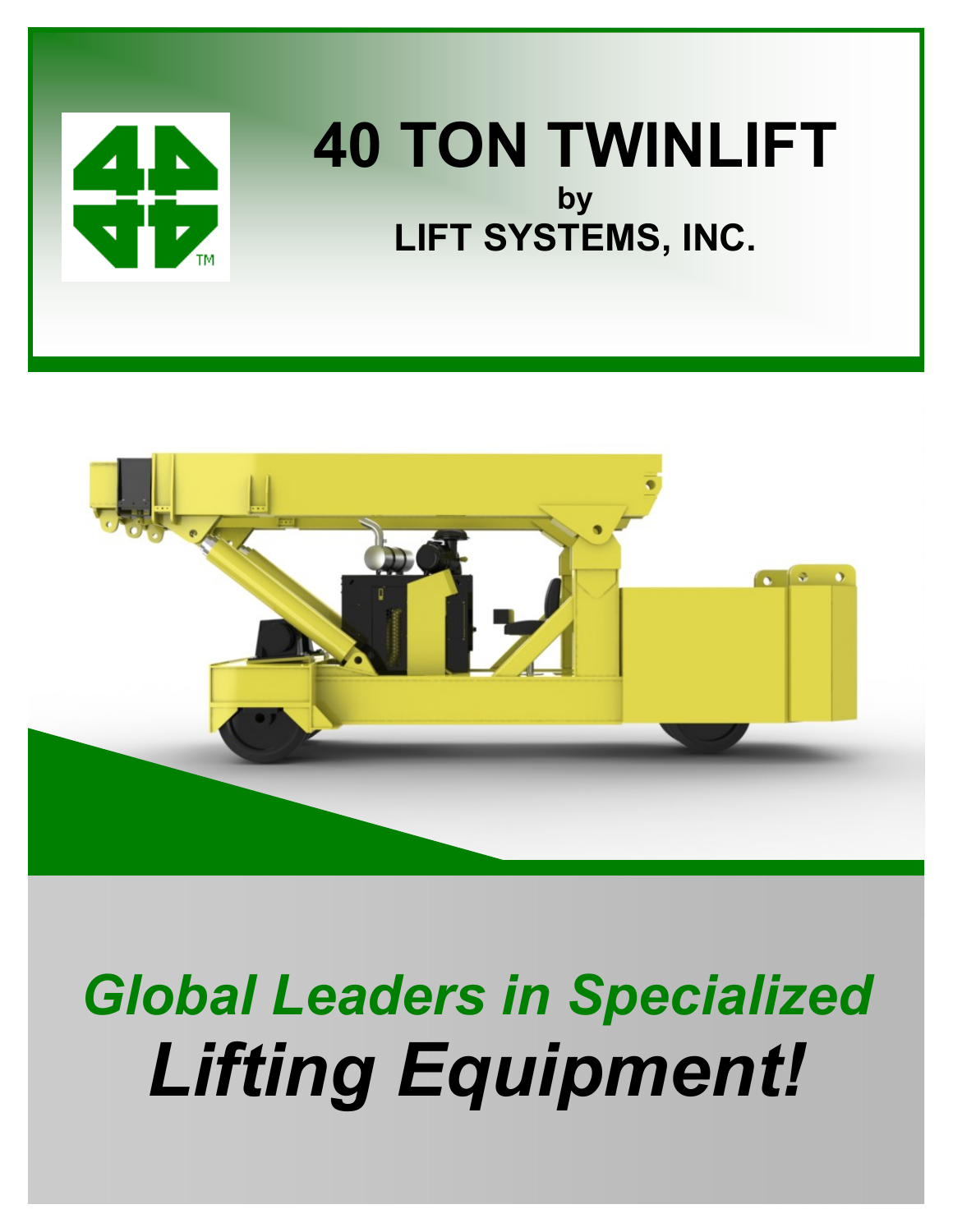# 40 TON TWINLIFT

**by**

**LIFT SYSTEMS, INC.**

***Global Leaders in Specialized***

***Lifting Equipment!***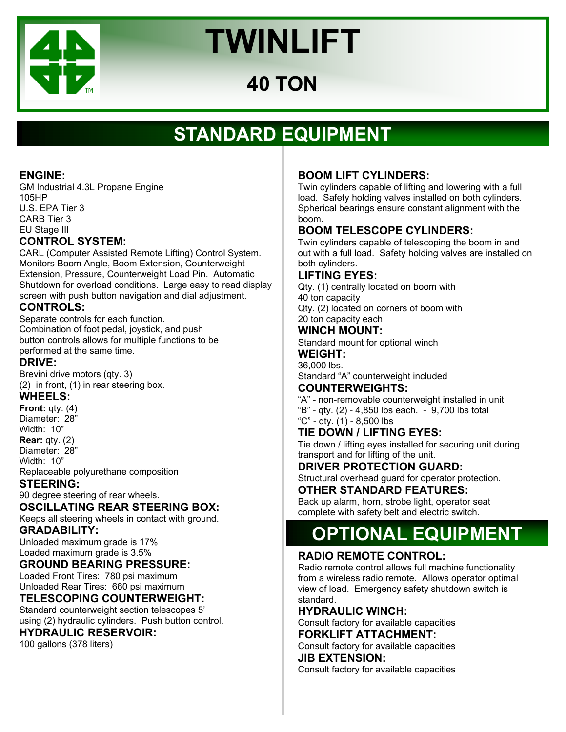# TWINLIFT

## 40 TON

## STANDARD EQUIPMENT

### ENGINE:
GM Industrial 4.3L Propane Engine
105HP
U.S. EPA Tier 3
CARB Tier 3
EU Stage III

### CONTROL SYSTEM:
CARL (Computer Assisted Remote Lifting) Control System. Monitors Boom Angle, Boom Extension, Counterweight Extension, Pressure, Counterweight Load Pin. Automatic Shutdown for overload conditions. Large easy to read display screen with push button navigation and dial adjustment.

### CONTROLS:
Separate controls for each function.
Combination of foot pedal, joystick, and push button controls allows for multiple functions to be performed at the same time.

### DRIVE:
Brevini drive motors (qty. 3)
(2) in front, (1) in rear steering box.

### WHEELS:
**Front:** qty. (4)
Diameter: 28"
Width: 10"
**Rear:** qty. (2)
Diameter: 28"
Width: 10"
Replaceable polyurethane composition

### STEERING:
90 degree steering of rear wheels.

### OSCILLATING REAR STEERING BOX:
Keeps all steering wheels in contact with ground.

### GRADABILITY:
Unloaded maximum grade is 17%
Loaded maximum grade is 3.5%

### GROUND BEARING PRESSURE:
Loaded Front Tires: 780 psi maximum
Unloaded Rear Tires: 660 psi maximum

### TELESCOPING COUNTERWEIGHT:
Standard counterweight section telescopes 5' using (2) hydraulic cylinders. Push button control.

### HYDRAULIC RESERVOIR:
100 gallons (378 liters)

### BOOM LIFT CYLINDERS:
Twin cylinders capable of lifting and lowering with a full load. Safety holding valves installed on both cylinders. Spherical bearings ensure constant alignment with the boom.

### BOOM TELESCOPE CYLINDERS:
Twin cylinders capable of telescoping the boom in and out with a full load. Safety holding valves are installed on both cylinders.

### LIFTING EYES:
Qty. (1) centrally located on boom with 40 ton capacity
Qty. (2) located on corners of boom with 20 ton capacity each

### WINCH MOUNT:
Standard mount for optional winch

### WEIGHT:
36,000 lbs.
Standard "A" counterweight included

### COUNTERWEIGHTS:
"A" - non-removable counterweight installed in unit
"B" - qty. (2) - 4,850 lbs each. - 9,700 lbs total
"C" - qty. (1) - 8,500 lbs

### TIE DOWN / LIFTING EYES:
Tie down / lifting eyes installed for securing unit during transport and for lifting of the unit.

### DRIVER PROTECTION GUARD:
Structural overhead guard for operator protection.

### OTHER STANDARD FEATURES:
Back up alarm, horn, strobe light, operator seat complete with safety belt and electric switch.

## OPTIONAL EQUIPMENT

### RADIO REMOTE CONTROL:
Radio remote control allows full machine functionality from a wireless radio remote. Allows operator optimal view of load. Emergency safety shutdown switch is standard.

### HYDRAULIC WINCH:
Consult factory for available capacities

### FORKLIFT ATTACHMENT:
Consult factory for available capacities

### JIB EXTENSION:
Consult factory for available capacities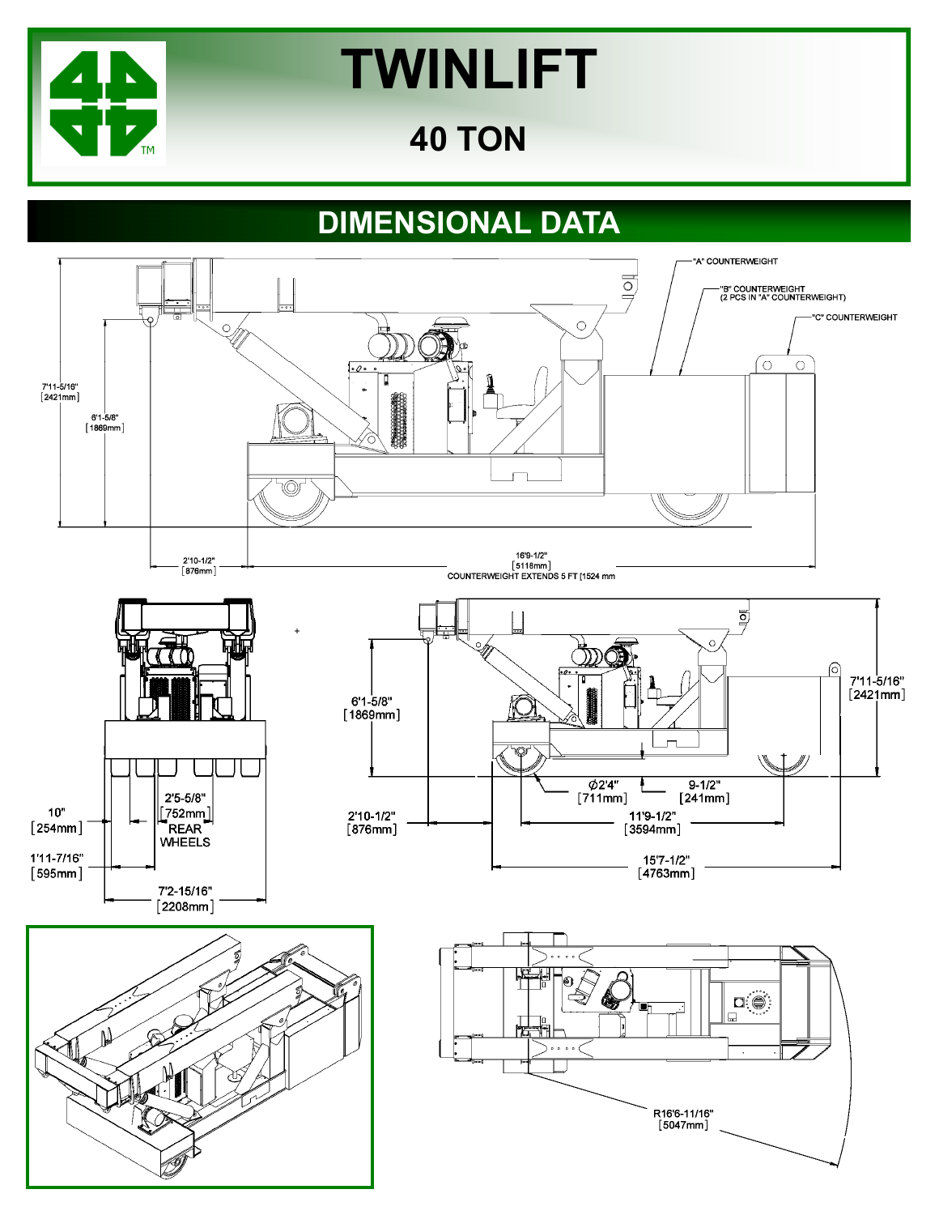# TWINLIFT

## 40 TON

## DIMENSIONAL DATA

"A" COUNTERWEIGHT

"B" COUNTERWEIGHT (2 PCS IN "A" COUNTERWEIGHT)

"C" COUNTERWEIGHT

7'11-5/16" [2421mm]

6'1-5/8" [1869mm]

2'10-1/2" [876mm]

16'9-1/2" [5118mm] COUNTERWEIGHT EXTENDS 5 FT [1524 mm

10" [254mm]

2'5-5/8" [752mm] REAR WHEELS

1'11-7/16" [595mm]

7'2-15/16" [2208mm]

6'1-5/8" [1869mm]

7'11-5/16" [2421mm]

Ø2'4" [711mm]

9-1/2" [241mm]

2'10-1/2" [876mm]

11'9-1/2" [3594mm]

15'7-1/2" [4763mm]

R16'6-11/16" [5047mm]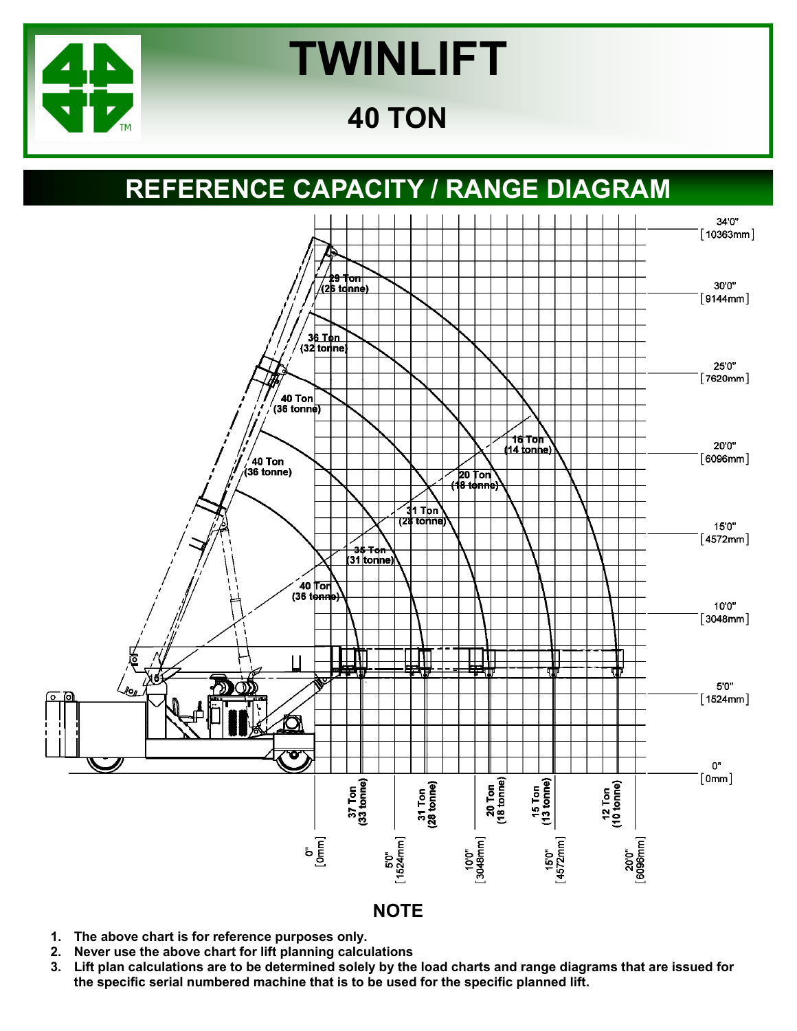# TWINLIFT

## 40 TON

## REFERENCE CAPACITY / RANGE DIAGRAM

34'0" [10363mm]

30'0" [9144mm]

25'0" [7620mm]

20'0" [6096mm]

15'0" [4572mm]

10'0" [3048mm]

5'0" [1524mm]

0" [0mm]

29 Ton (26 tonne)

36 Ton (32 tonne)

40 Ton (36 tonne)

40 Ton (36 tonne)

16 Ton (14 tonne)

20 Ton (18 tonne)

31 Ton (28 tonne)

35 Ton (31 tonne)

40 Ton (36 tonne)

37 Ton (33 tonne)

31 Ton (28 tonne)

20 Ton (18 tonne)

15 Ton (13 tonne)

12 Ton (10 tonne)

0" [0mm]

5'0" [1524mm]

10'0" [3048mm]

15'0" [4572mm]

20'0" [6096mm]

### NOTE

1. **The above chart is for reference purposes only.**
2. **Never use the above chart for lift planning calculations**
3. **Lift plan calculations are to be determined solely by the load charts and range diagrams that are issued for the specific serial numbered machine that is to be used for the specific planned lift.**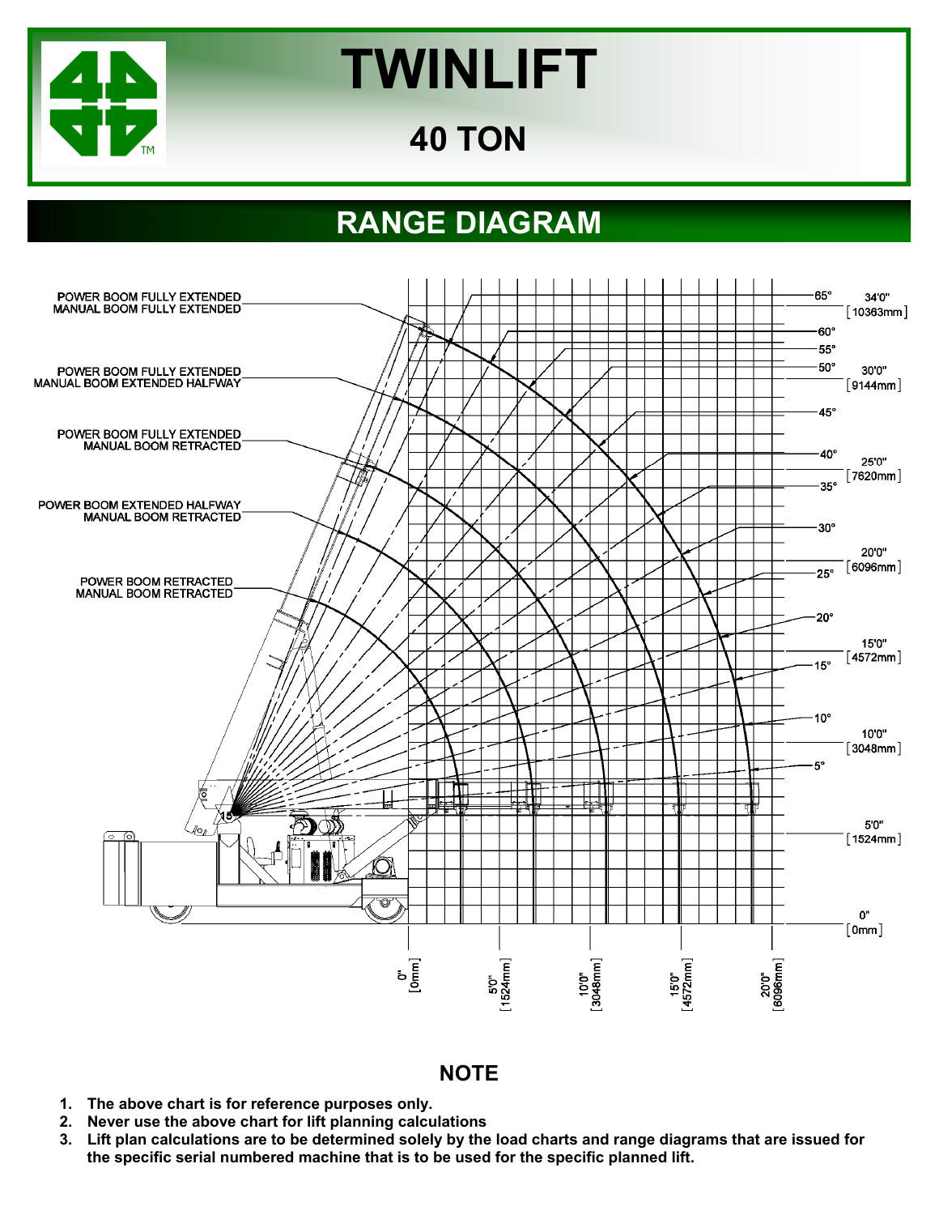# TWINLIFT

## 40 TON

## RANGE DIAGRAM

POWER BOOM FULLY EXTENDED
MANUAL BOOM FULLY EXTENDED

POWER BOOM FULLY EXTENDED
MANUAL BOOM EXTENDED HALFWAY

POWER BOOM FULLY EXTENDED
MANUAL BOOM RETRACTED

POWER BOOM EXTENDED HALFWAY
MANUAL BOOM RETRACTED

POWER BOOM RETRACTED
MANUAL BOOM RETRACTED

65° 60° 55° 50° 45° 40° 35° 30° 25° 20° 15° 10° 5°

34'0" [10363mm]
30'0" [9144mm]
25'0" [7620mm]
20'0" [6096mm]
15'0" [4572mm]
10'0" [3048mm]
5'0" [1524mm]
0" [0mm]

0" [0mm] 5'0" [1524mm] 10'0" [3048mm] 15'0" [4572mm] 20'0" [6096mm]

## NOTE

1. **The above chart is for reference purposes only.**
2. **Never use the above chart for lift planning calculations**
3. **Lift plan calculations are to be determined solely by the load charts and range diagrams that are issued for the specific serial numbered machine that is to be used for the specific planned lift.**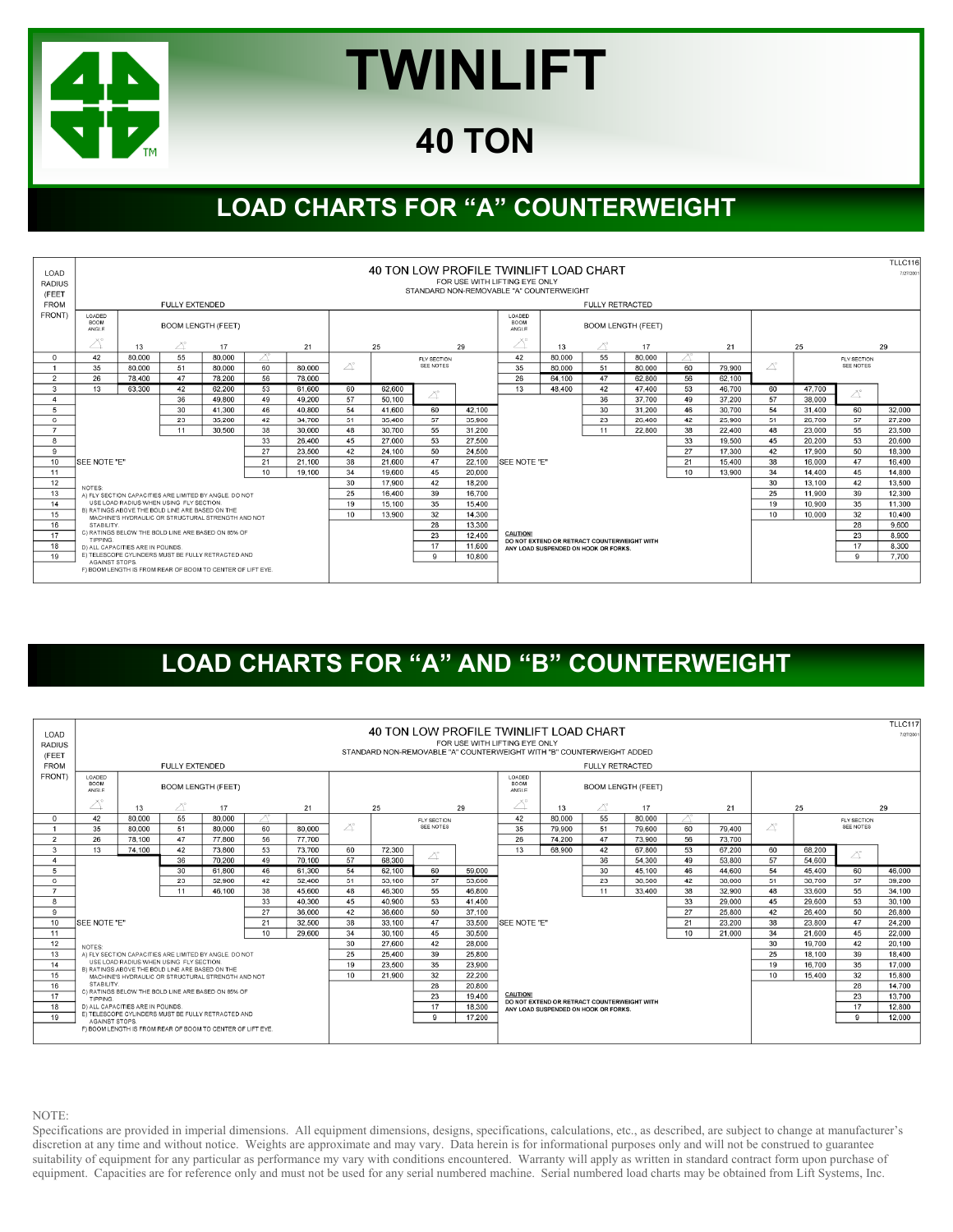# TWINLIFT

## 40 TON

## LOAD CHARTS FOR "A" COUNTERWEIGHT

**40 TON LOW PROFILE TWINLIFT LOAD CHART**
FOR USE WITH LIFTING EYE ONLY
STANDARD NON-REMOVABLE "A" COUNTERWEIGHT

TLLC116 7/27/2001

| LOAD RADIUS (FEET FROM FRONT) | FULLY EXTENDED | | | | | | | | | | FULLY RETRACTED | | | | | | | | | |
|---|---|---|---|---|---|---|---|---|---|---|---|---|---|---|---|---|---|---|---|---|
| | LOADED BOOM ANGLE | BOOM LENGTH (FEET) | | | | | | | | | LOADED BOOM ANGLE | BOOM LENGTH (FEET) | | | | | | | | |
| | ∠° | 13 | ∠° | 17 | ∠° | 21 | ∠° | 25 | ∠° | 29 | ∠° | 13 | ∠° | 17 | ∠° | 21 | ∠° | 25 | ∠° | 29 |
| 0 | 42 | 80,000 | 55 | 80,000 | | | | | | FLY SECTION SEE NOTES | 42 | 80,000 | 55 | 80,000 | | | | | | FLY SECTION SEE NOTES |
| 1 | 35 | 80,000 | 51 | 80,000 | 60 | 80,000 | | | | | 35 | 80,000 | 51 | 80,000 | 60 | 79,900 | | | | |
| 2 | 26 | 78,400 | 47 | 78,200 | 56 | 78,000 | | | | | 26 | 64,100 | 47 | 62,800 | 56 | 62,100 | | | | |
| 3 | 13 | 63,300 | 42 | 62,200 | 53 | 61,600 | 60 | 62,600 | | | 13 | 48,400 | 42 | 47,400 | 53 | 46,700 | 60 | 47,700 | | |
| 4 | | | 36 | 49,800 | 49 | 49,200 | 57 | 50,100 | | | | | 36 | 37,700 | 49 | 37,200 | 57 | 38,000 | | |
| 5 | | | 30 | 41,300 | 46 | 40,800 | 54 | 41,600 | 60 | 42,100 | | | 30 | 31,200 | 46 | 30,700 | 54 | 31,400 | 60 | 32,000 |
| 6 | | | 23 | 35,200 | 42 | 34,700 | 51 | 35,400 | 57 | 35,900 | | | 23 | 26,400 | 42 | 25,900 | 51 | 26,700 | 57 | 27,200 |
| 7 | | | 11 | 30,500 | 38 | 30,000 | 48 | 30,700 | 55 | 31,200 | | | 11 | 22,800 | 38 | 22,400 | 48 | 23,000 | 55 | 23,500 |
| 8 | | | | | 33 | 26,400 | 45 | 27,000 | 53 | 27,500 | | | | | 33 | 19,500 | 45 | 20,200 | 53 | 20,600 |
| 9 | | | | | 27 | 23,500 | 42 | 24,100 | 50 | 24,500 | | | | | 27 | 17,300 | 42 | 17,900 | 50 | 18,300 |
| 10 | SEE NOTE "E" | | | | 21 | 21,100 | 38 | 21,600 | 47 | 22,100 | SEE NOTE "E" | | | | 21 | 15,400 | 38 | 16,000 | 47 | 16,400 |
| 11 | | | | | 10 | 19,100 | 34 | 19,600 | 45 | 20,000 | | | | | 10 | 13,900 | 34 | 14,400 | 45 | 14,800 |
| 12 | | | | | | | 30 | 17,900 | 42 | 18,200 | | | | | | | 30 | 13,100 | 42 | 13,500 |
| 13 | | | | | | | 25 | 16,400 | 39 | 16,700 | | | | | | | 25 | 11,900 | 39 | 12,300 |
| 14 | | | | | | | 19 | 15,100 | 35 | 15,400 | | | | | | | 19 | 10,900 | 35 | 11,300 |
| 15 | | | | | | | 10 | 13,900 | 32 | 14,300 | | | | | | | 10 | 10,000 | 32 | 10,400 |
| 16 | | | | | | | | | 28 | 13,300 | | | | | | | | | 28 | 9,600 |
| 17 | | | | | | | | | 23 | 12,400 | | | | | | | | | 23 | 8,900 |
| 18 | | | | | | | | | 17 | 11,600 | | | | | | | | | 17 | 8,300 |
| 19 | | | | | | | | | 9 | 10,800 | | | | | | | | | 9 | 7,700 |

NOTES:
A) FLY SECTION CAPACITIES ARE LIMITED BY ANGLE. DO NOT USE LOAD RADIUS WHEN USING FLY SECTION.
B) RATINGS ABOVE THE BOLD LINE ARE BASED ON THE MACHINE'S HYDRAULIC OR STRUCTURAL STRENGTH AND NOT STABILITY.
C) RATINGS BELOW THE BOLD LINE ARE BASED ON 85% OF TIPPING.
D) ALL CAPACITIES ARE IN POUNDS.
E) TELESCOPE CYLINDERS MUST BE FULLY RETRACTED AND AGAINST STOPS.
F) BOOM LENGTH IS FROM REAR OF BOOM TO CENTER OF LIFT EYE.

**CAUTION!**
DO NOT EXTEND OR RETRACT COUNTERWEIGHT WITH ANY LOAD SUSPENDED ON HOOK OR FORKS.

## LOAD CHARTS FOR "A" AND "B" COUNTERWEIGHT

**40 TON LOW PROFILE TWINLIFT LOAD CHART**
FOR USE WITH LIFTING EYE ONLY
STANDARD NON-REMOVABLE "A" COUNTERWEIGHT WITH "B" COUNTERWEIGHT ADDED

TLLC117 7/27/2001

| LOAD RADIUS (FEET FROM FRONT) | FULLY EXTENDED | | | | | | | | | | FULLY RETRACTED | | | | | | | | | |
|---|---|---|---|---|---|---|---|---|---|---|---|---|---|---|---|---|---|---|---|---|
| | LOADED BOOM ANGLE | BOOM LENGTH (FEET) | | | | | | | | | LOADED BOOM ANGLE | BOOM LENGTH (FEET) | | | | | | | | |
| | ∠° | 13 | ∠° | 17 | ∠° | 21 | ∠° | 25 | ∠° | 29 | ∠° | 13 | ∠° | 17 | ∠° | 21 | ∠° | 25 | ∠° | 29 |
| 0 | 42 | 80,000 | 55 | 80,000 | | | | | | FLY SECTION SEE NOTES | 42 | 80,000 | 55 | 80,000 | | | | | | FLY SECTION SEE NOTES |
| 1 | 35 | 80,000 | 51 | 80,000 | 60 | 80,000 | | | | | 35 | 79,900 | 51 | 79,600 | 60 | 79,400 | | | | |
| 2 | 26 | 78,100 | 47 | 77,800 | 56 | 77,700 | | | | | 26 | 74,200 | 47 | 73,900 | 56 | 73,700 | | | | |
| 3 | 13 | 74,100 | 42 | 73,800 | 53 | 73,700 | 60 | 72,300 | | | 13 | 68,900 | 42 | 67,800 | 53 | 67,200 | 60 | 68,200 | | |
| 4 | | | 36 | 70,200 | 49 | 70,100 | 57 | 68,300 | | | | | 36 | 54,300 | 49 | 53,800 | 57 | 54,600 | | |
| 5 | | | 30 | 61,800 | 46 | 61,300 | 54 | 62,100 | 60 | 59,000 | | | 30 | 45,100 | 46 | 44,600 | 54 | 45,400 | 60 | 46,000 |
| 6 | | | 23 | 52,900 | 42 | 52,400 | 51 | 53,100 | 57 | 53,600 | | | 23 | 38,500 | 42 | 38,000 | 51 | 38,700 | 57 | 39,200 |
| 7 | | | 11 | 46,100 | 38 | 45,600 | 48 | 46,300 | 55 | 46,800 | | | 11 | 33,400 | 38 | 32,900 | 48 | 33,600 | 55 | 34,100 |
| 8 | | | | | 33 | 40,300 | 45 | 40,900 | 53 | 41,400 | | | | | 33 | 29,000 | 45 | 29,600 | 53 | 30,100 |
| 9 | | | | | 27 | 36,000 | 42 | 36,600 | 50 | 37,100 | | | | | 27 | 25,800 | 42 | 26,400 | 50 | 26,800 |
| 10 | SEE NOTE "E" | | | | 21 | 32,500 | 38 | 33,100 | 47 | 33,500 | SEE NOTE "E" | | | | 21 | 23,200 | 38 | 23,800 | 47 | 24,200 |
| 11 | | | | | 10 | 29,600 | 34 | 30,100 | 45 | 30,500 | | | | | 10 | 21,000 | 34 | 21,600 | 45 | 22,000 |
| 12 | | | | | | | 30 | 27,600 | 42 | 28,000 | | | | | | | 30 | 19,700 | 42 | 20,100 |
| 13 | | | | | | | 25 | 25,400 | 39 | 25,800 | | | | | | | 25 | 18,100 | 39 | 18,400 |
| 14 | | | | | | | 19 | 23,500 | 35 | 23,900 | | | | | | | 19 | 16,700 | 35 | 17,000 |
| 15 | | | | | | | 10 | 21,900 | 32 | 22,200 | | | | | | | 10 | 15,400 | 32 | 15,800 |
| 16 | | | | | | | | | 28 | 20,800 | | | | | | | | | 28 | 14,700 |
| 17 | | | | | | | | | 23 | 19,400 | | | | | | | | | 23 | 13,700 |
| 18 | | | | | | | | | 17 | 18,300 | | | | | | | | | 17 | 12,800 |
| 19 | | | | | | | | | 9 | 17,200 | | | | | | | | | 9 | 12,000 |

NOTES:
A) FLY SECTION CAPACITIES ARE LIMITED BY ANGLE. DO NOT USE LOAD RADIUS WHEN USING FLY SECTION.
B) RATINGS ABOVE THE BOLD LINE ARE BASED ON THE MACHINE'S HYDRAULIC OR STRUCTURAL STRENGTH AND NOT STABILITY.
C) RATINGS BELOW THE BOLD LINE ARE BASED ON 85% OF TIPPING.
D) ALL CAPACITIES ARE IN POUNDS.
E) TELESCOPE CYLINDERS MUST BE FULLY RETRACTED AND AGAINST STOPS.
F) BOOM LENGTH IS FROM REAR OF BOOM TO CENTER OF LIFT EYE.

**CAUTION!**
DO NOT EXTEND OR RETRACT COUNTERWEIGHT WITH ANY LOAD SUSPENDED ON HOOK OR FORKS.

NOTE:
Specifications are provided in imperial dimensions. All equipment dimensions, designs, specifications, calculations, etc., as described, are subject to change at manufacturer's discretion at any time and without notice. Weights are approximate and may vary. Data herein is for informational purposes only and will not be construed to guarantee suitability of equipment for any particular as performance my vary with conditions encountered. Warranty will apply as written in standard contract form upon purchase of equipment. Capacities are for reference only and must not be used for any serial numbered machine. Serial numbered load charts may be obtained from Lift Systems, Inc.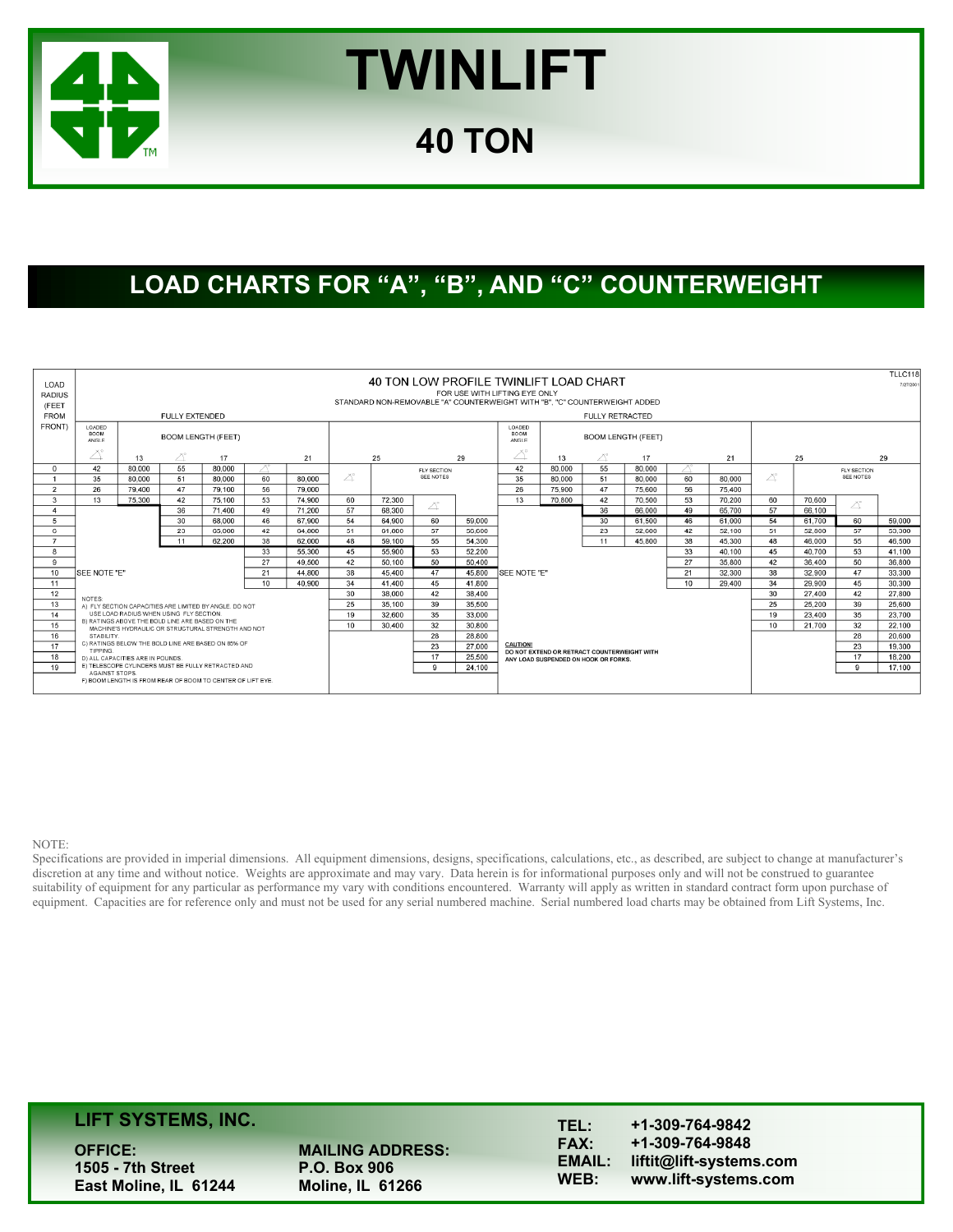# TWINLIFT

## 40 TON

## LOAD CHARTS FOR "A", "B", AND "C" COUNTERWEIGHT

**40 TON LOW PROFILE TWINLIFT LOAD CHART**

FOR USE WITH LIFTING EYE ONLY

STANDARD NON-REMOVABLE "A" COUNTERWEIGHT WITH "B", "C" COUNTERWEIGHT ADDED

TLLC118
7/27/2001

| LOAD RADIUS (FEET FROM FRONT) | FULLY EXTENDED | | | | | | | | | | | FULLY RETRACTED | | | | | | | | | |
|---|---|---|---|---|---|---|---|---|---|---|---|---|---|---|---|---|---|---|---|---|---|
| | LOADED BOOM ANGLE | BOOM LENGTH (FEET) | | | | | | | | | | LOADED BOOM ANGLE | BOOM LENGTH (FEET) | | | | | | | | |
| | ∠° | 13 | ∠° | 17 | ∠° | 21 | ∠° | 25 | ∠° FLY SECTION SEE NOTES | 29 | | ∠° | 13 | ∠° | 17 | ∠° | 21 | ∠° | 25 | ∠° FLY SECTION SEE NOTES | 29 |
| 0 | 42 | 80,000 | 55 | 80,000 | | | | | | | | 42 | 80,000 | 55 | 80,000 | | | | | | |
| 1 | 35 | 80,000 | 51 | 80,000 | 60 | 80,000 | | | | | | 35 | 80,000 | 51 | 80,000 | 60 | 80,000 | | | | |
| 2 | 26 | 79,400 | 47 | 79,100 | 56 | 79,000 | | | | | | 26 | 75,900 | 47 | 75,600 | 56 | 75,400 | | | | |
| 3 | 13 | 75,300 | 42 | 75,100 | 53 | 74,900 | 60 | 72,300 | | | | 13 | 70,800 | 42 | 70,500 | 53 | 70,200 | 60 | 70,600 | | |
| 4 | | | 36 | 71,400 | 49 | 71,200 | 57 | 68,300 | | | | | | 36 | 66,000 | 49 | 65,700 | 57 | 66,100 | | |
| 5 | | | 30 | 68,000 | 46 | 67,900 | 54 | 64,900 | 60 | 59,000 | | | | 30 | 61,500 | 46 | 61,000 | 54 | 61,700 | 60 | 59,000 |
| 6 | | | 23 | 65,000 | 42 | 64,000 | 51 | 61,600 | 57 | 56,600 | | | | 23 | 52,600 | 42 | 52,100 | 51 | 52,000 | 57 | 53,300 |
| 7 | | | 11 | 62,200 | 38 | 62,000 | 48 | 59,100 | 55 | 54,300 | | | | 11 | 45,800 | 38 | 45,300 | 48 | 46,000 | 55 | 46,500 |
| 8 | | | | | 33 | 55,300 | 45 | 55,900 | 53 | 52,200 | | | | | | 33 | 40,100 | 45 | 40,700 | 53 | 41,100 |
| 9 | | | | | 27 | 49,500 | 42 | 50,100 | 50 | 50,400 | | | | | | 27 | 35,800 | 42 | 36,400 | 50 | 36,800 |
| 10 | SEE NOTE "E" | | | | 21 | 44,800 | 38 | 45,400 | 47 | 45,800 | | SEE NOTE "E" | | | | 21 | 32,300 | 38 | 32,900 | 47 | 33,300 |
| 11 | | | | | 10 | 40,900 | 34 | 41,400 | 45 | 41,800 | | | | | | 10 | 29,400 | 34 | 29,900 | 45 | 30,300 |
| 12 | | | | | | | 30 | 38,000 | 42 | 38,400 | | | | | | | | 30 | 27,400 | 42 | 27,800 |
| 13 | | | | | | | 25 | 35,100 | 39 | 35,500 | | | | | | | | 25 | 25,200 | 39 | 25,600 |
| 14 | | | | | | | 19 | 32,600 | 35 | 33,000 | | | | | | | | 19 | 23,400 | 35 | 23,700 |
| 15 | | | | | | | 10 | 30,400 | 32 | 30,800 | | | | | | | | 10 | 21,700 | 32 | 22,100 |
| 16 | | | | | | | | | 28 | 28,800 | | | | | | | | | | 28 | 20,600 |
| 17 | | | | | | | | | 23 | 27,000 | | | | | | | | | | 23 | 19,300 |
| 18 | | | | | | | | | 17 | 25,500 | | | | | | | | | | 17 | 18,200 |
| 19 | | | | | | | | | 9 | 24,100 | | | | | | | | | | 9 | 17,100 |

NOTES:

A) FLY SECTION CAPACITIES ARE LIMITED BY ANGLE. DO NOT USE LOAD RADIUS WHEN USING FLY SECTION.
B) RATINGS ABOVE THE BOLD LINE ARE BASED ON THE MACHINE'S HYDRAULIC OR STRUCTURAL STRENGTH AND NOT STABILITY.
C) RATINGS BELOW THE BOLD LINE ARE BASED ON 85% OF TIPPING.
D) ALL CAPACITIES ARE IN POUNDS.
E) TELESCOPE CYLINDERS MUST BE FULLY RETRACTED AND AGAINST STOPS.
F) BOOM LENGTH IS FROM REAR OF BOOM TO CENTER OF LIFT EYE.

**CAUTION!**
**DO NOT EXTEND OR RETRACT COUNTERWEIGHT WITH ANY LOAD SUSPENDED ON HOOK OR FORKS.**

NOTE:
Specifications are provided in imperial dimensions. All equipment dimensions, designs, specifications, calculations, etc., as described, are subject to change at manufacturer's discretion at any time and without notice. Weights are approximate and may vary. Data herein is for informational purposes only and will not be construed to guarantee suitability of equipment for any particular as performance my vary with conditions encountered. Warranty will apply as written in standard contract form upon purchase of equipment. Capacities are for reference only and must not be used for any serial numbered machine. Serial numbered load charts may be obtained from Lift Systems, Inc.

**LIFT SYSTEMS, INC.**

**OFFICE:**
**1505 - 7th Street**
**East Moline, IL 61244**

**MAILING ADDRESS:**
**P.O. Box 906**
**Moline, IL 61266**

**TEL:** +1-309-764-9842
**FAX:** +1-309-764-9848
**EMAIL:** liftit@lift-systems.com
**WEB:** www.lift-systems.com